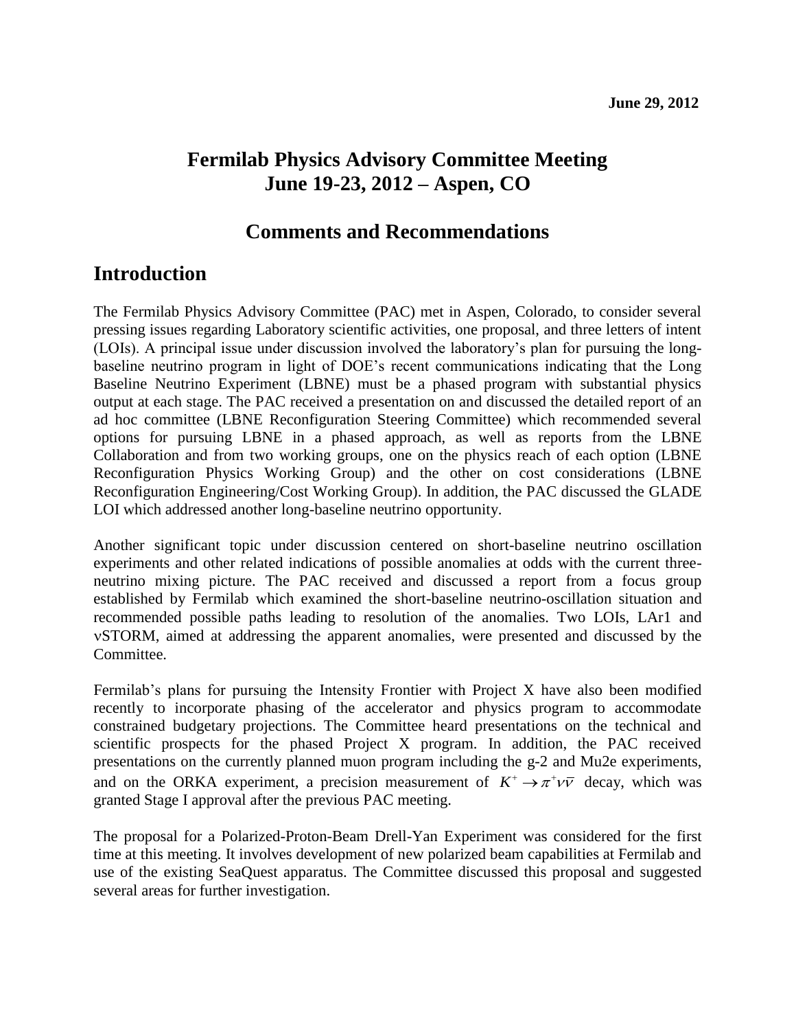**June 29, 2012**

# Fermilab Physics Advisory Committee Meeting
# June 19-23, 2012 – Aspen, CO

## Comments and Recommendations

## Introduction

The Fermilab Physics Advisory Committee (PAC) met in Aspen, Colorado, to consider several pressing issues regarding Laboratory scientific activities, one proposal, and three letters of intent (LOIs). A principal issue under discussion involved the laboratory's plan for pursuing the long-baseline neutrino program in light of DOE's recent communications indicating that the Long Baseline Neutrino Experiment (LBNE) must be a phased program with substantial physics output at each stage. The PAC received a presentation on and discussed the detailed report of an ad hoc committee (LBNE Reconfiguration Steering Committee) which recommended several options for pursuing LBNE in a phased approach, as well as reports from the LBNE Collaboration and from two working groups, one on the physics reach of each option (LBNE Reconfiguration Physics Working Group) and the other on cost considerations (LBNE Reconfiguration Engineering/Cost Working Group). In addition, the PAC discussed the GLADE LOI which addressed another long-baseline neutrino opportunity.

Another significant topic under discussion centered on short-baseline neutrino oscillation experiments and other related indications of possible anomalies at odds with the current three-neutrino mixing picture. The PAC received and discussed a report from a focus group established by Fermilab which examined the short-baseline neutrino-oscillation situation and recommended possible paths leading to resolution of the anomalies. Two LOIs, LAr1 and $\nu$STORM, aimed at addressing the apparent anomalies, were presented and discussed by the Committee.

Fermilab's plans for pursuing the Intensity Frontier with Project X have also been modified recently to incorporate phasing of the accelerator and physics program to accommodate constrained budgetary projections. The Committee heard presentations on the technical and scientific prospects for the phased Project X program. In addition, the PAC received presentations on the currently planned muon program including the g-2 and Mu2e experiments, and on the ORKA experiment, a precision measurement of $K^+ \rightarrow \pi^+ \nu \bar{\nu}$ decay, which was granted Stage I approval after the previous PAC meeting.

The proposal for a Polarized-Proton-Beam Drell-Yan Experiment was considered for the first time at this meeting. It involves development of new polarized beam capabilities at Fermilab and use of the existing SeaQuest apparatus. The Committee discussed this proposal and suggested several areas for further investigation.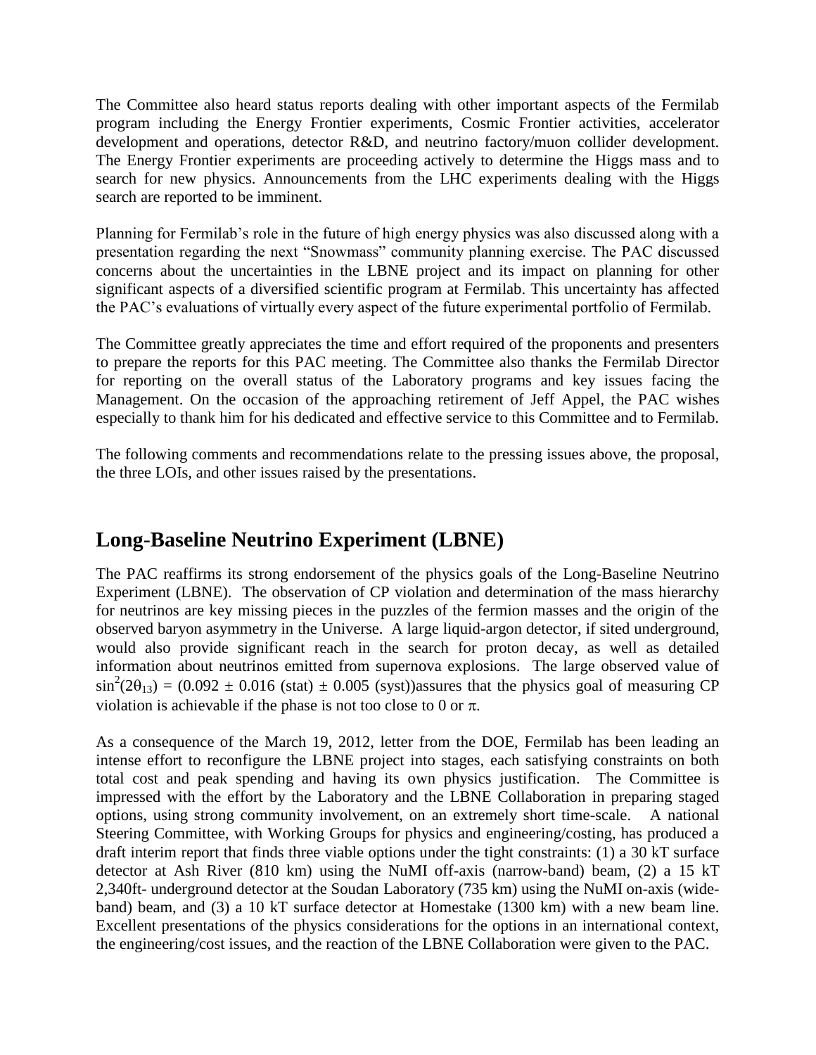The Committee also heard status reports dealing with other important aspects of the Fermilab program including the Energy Frontier experiments, Cosmic Frontier activities, accelerator development and operations, detector R&D, and neutrino factory/muon collider development. The Energy Frontier experiments are proceeding actively to determine the Higgs mass and to search for new physics. Announcements from the LHC experiments dealing with the Higgs search are reported to be imminent.

Planning for Fermilab's role in the future of high energy physics was also discussed along with a presentation regarding the next "Snowmass" community planning exercise. The PAC discussed concerns about the uncertainties in the LBNE project and its impact on planning for other significant aspects of a diversified scientific program at Fermilab. This uncertainty has affected the PAC's evaluations of virtually every aspect of the future experimental portfolio of Fermilab.

The Committee greatly appreciates the time and effort required of the proponents and presenters to prepare the reports for this PAC meeting. The Committee also thanks the Fermilab Director for reporting on the overall status of the Laboratory programs and key issues facing the Management. On the occasion of the approaching retirement of Jeff Appel, the PAC wishes especially to thank him for his dedicated and effective service to this Committee and to Fermilab.

The following comments and recommendations relate to the pressing issues above, the proposal, the three LOIs, and other issues raised by the presentations.

## Long-Baseline Neutrino Experiment (LBNE)

The PAC reaffirms its strong endorsement of the physics goals of the Long-Baseline Neutrino Experiment (LBNE). The observation of CP violation and determination of the mass hierarchy for neutrinos are key missing pieces in the puzzles of the fermion masses and the origin of the observed baryon asymmetry in the Universe. A large liquid-argon detector, if sited underground, would also provide significant reach in the search for proton decay, as well as detailed information about neutrinos emitted from supernova explosions. The large observed value of $\sin^2(2\theta_{13}) = (0.092 \pm 0.016 \text{ (stat)} \pm 0.005 \text{ (syst)})$assures that the physics goal of measuring CP violation is achievable if the phase is not too close to 0 or $\pi$.

As a consequence of the March 19, 2012, letter from the DOE, Fermilab has been leading an intense effort to reconfigure the LBNE project into stages, each satisfying constraints on both total cost and peak spending and having its own physics justification. The Committee is impressed with the effort by the Laboratory and the LBNE Collaboration in preparing staged options, using strong community involvement, on an extremely short time-scale. A national Steering Committee, with Working Groups for physics and engineering/costing, has produced a draft interim report that finds three viable options under the tight constraints: (1) a 30 kT surface detector at Ash River (810 km) using the NuMI off-axis (narrow-band) beam, (2) a 15 kT 2,340ft- underground detector at the Soudan Laboratory (735 km) using the NuMI on-axis (wide-band) beam, and (3) a 10 kT surface detector at Homestake (1300 km) with a new beam line. Excellent presentations of the physics considerations for the options in an international context, the engineering/cost issues, and the reaction of the LBNE Collaboration were given to the PAC.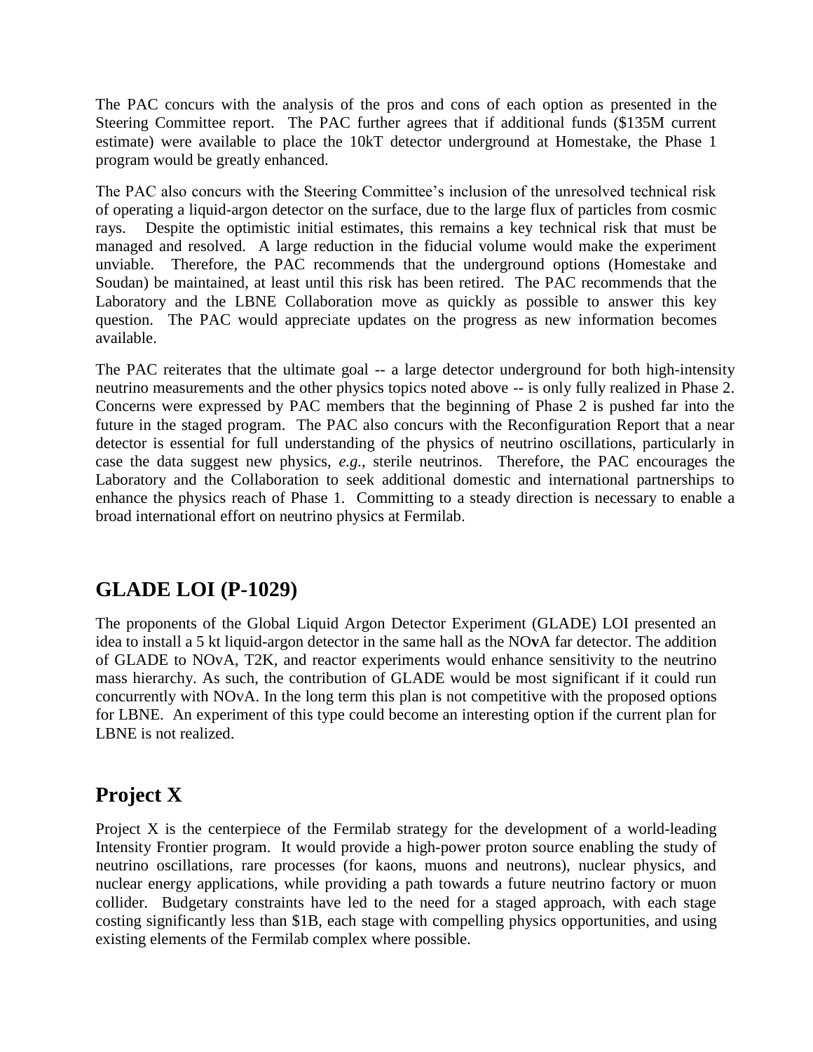The PAC concurs with the analysis of the pros and cons of each option as presented in the Steering Committee report. The PAC further agrees that if additional funds ($135M current estimate) were available to place the 10kT detector underground at Homestake, the Phase 1 program would be greatly enhanced.

The PAC also concurs with the Steering Committee's inclusion of the unresolved technical risk of operating a liquid-argon detector on the surface, due to the large flux of particles from cosmic rays. Despite the optimistic initial estimates, this remains a key technical risk that must be managed and resolved. A large reduction in the fiducial volume would make the experiment unviable. Therefore, the PAC recommends that the underground options (Homestake and Soudan) be maintained, at least until this risk has been retired. The PAC recommends that the Laboratory and the LBNE Collaboration move as quickly as possible to answer this key question. The PAC would appreciate updates on the progress as new information becomes available.

The PAC reiterates that the ultimate goal -- a large detector underground for both high-intensity neutrino measurements and the other physics topics noted above -- is only fully realized in Phase 2. Concerns were expressed by PAC members that the beginning of Phase 2 is pushed far into the future in the staged program. The PAC also concurs with the Reconfiguration Report that a near detector is essential for full understanding of the physics of neutrino oscillations, particularly in case the data suggest new physics, *e.g.*, sterile neutrinos. Therefore, the PAC encourages the Laboratory and the Collaboration to seek additional domestic and international partnerships to enhance the physics reach of Phase 1. Committing to a steady direction is necessary to enable a broad international effort on neutrino physics at Fermilab.

## GLADE LOI (P-1029)

The proponents of the Global Liquid Argon Detector Experiment (GLADE) LOI presented an idea to install a 5 kt liquid-argon detector in the same hall as the NO**v**A far detector. The addition of GLADE to NOvA, T2K, and reactor experiments would enhance sensitivity to the neutrino mass hierarchy. As such, the contribution of GLADE would be most significant if it could run concurrently with NOvA. In the long term this plan is not competitive with the proposed options for LBNE. An experiment of this type could become an interesting option if the current plan for LBNE is not realized.

## Project X

Project X is the centerpiece of the Fermilab strategy for the development of a world-leading Intensity Frontier program. It would provide a high-power proton source enabling the study of neutrino oscillations, rare processes (for kaons, muons and neutrons), nuclear physics, and nuclear energy applications, while providing a path towards a future neutrino factory or muon collider. Budgetary constraints have led to the need for a staged approach, with each stage costing significantly less than $1B, each stage with compelling physics opportunities, and using existing elements of the Fermilab complex where possible.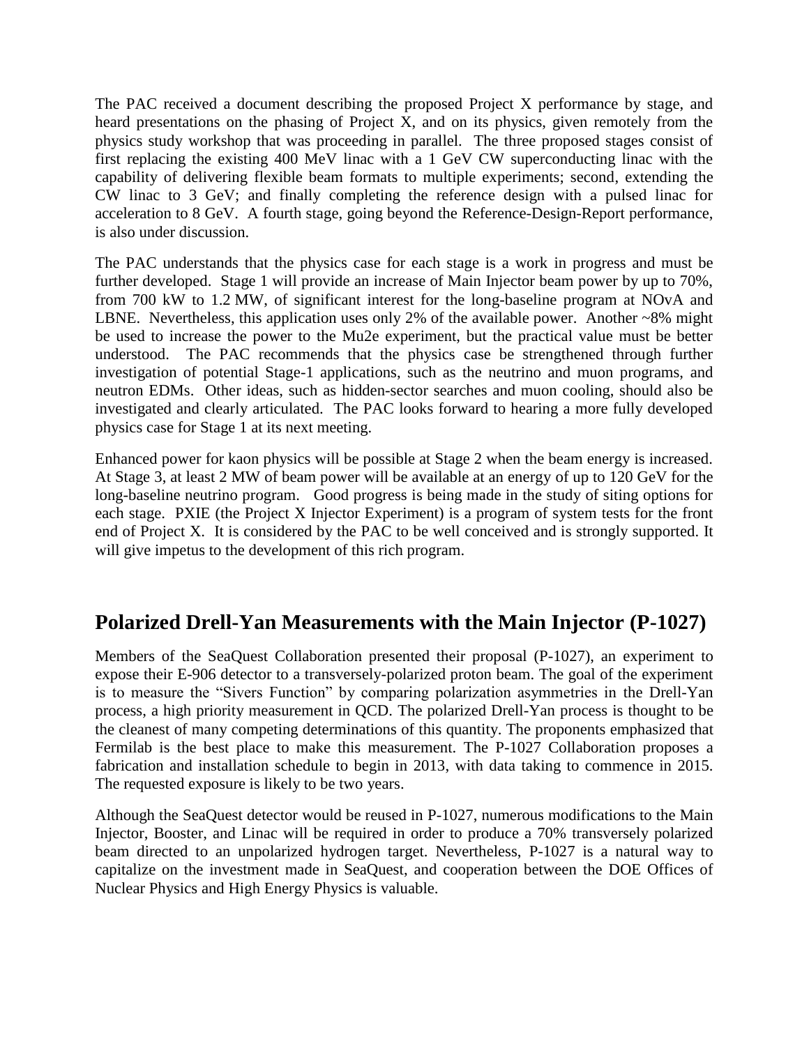The PAC received a document describing the proposed Project X performance by stage, and heard presentations on the phasing of Project X, and on its physics, given remotely from the physics study workshop that was proceeding in parallel. The three proposed stages consist of first replacing the existing 400 MeV linac with a 1 GeV CW superconducting linac with the capability of delivering flexible beam formats to multiple experiments; second, extending the CW linac to 3 GeV; and finally completing the reference design with a pulsed linac for acceleration to 8 GeV. A fourth stage, going beyond the Reference-Design-Report performance, is also under discussion.

The PAC understands that the physics case for each stage is a work in progress and must be further developed. Stage 1 will provide an increase of Main Injector beam power by up to 70%, from 700 kW to 1.2 MW, of significant interest for the long-baseline program at NOvA and LBNE. Nevertheless, this application uses only 2% of the available power. Another ~8% might be used to increase the power to the Mu2e experiment, but the practical value must be better understood. The PAC recommends that the physics case be strengthened through further investigation of potential Stage-1 applications, such as the neutrino and muon programs, and neutron EDMs. Other ideas, such as hidden-sector searches and muon cooling, should also be investigated and clearly articulated. The PAC looks forward to hearing a more fully developed physics case for Stage 1 at its next meeting.

Enhanced power for kaon physics will be possible at Stage 2 when the beam energy is increased. At Stage 3, at least 2 MW of beam power will be available at an energy of up to 120 GeV for the long-baseline neutrino program. Good progress is being made in the study of siting options for each stage. PXIE (the Project X Injector Experiment) is a program of system tests for the front end of Project X. It is considered by the PAC to be well conceived and is strongly supported. It will give impetus to the development of this rich program.

## Polarized Drell-Yan Measurements with the Main Injector (P-1027)

Members of the SeaQuest Collaboration presented their proposal (P-1027), an experiment to expose their E-906 detector to a transversely-polarized proton beam. The goal of the experiment is to measure the "Sivers Function" by comparing polarization asymmetries in the Drell-Yan process, a high priority measurement in QCD. The polarized Drell-Yan process is thought to be the cleanest of many competing determinations of this quantity. The proponents emphasized that Fermilab is the best place to make this measurement. The P-1027 Collaboration proposes a fabrication and installation schedule to begin in 2013, with data taking to commence in 2015. The requested exposure is likely to be two years.

Although the SeaQuest detector would be reused in P-1027, numerous modifications to the Main Injector, Booster, and Linac will be required in order to produce a 70% transversely polarized beam directed to an unpolarized hydrogen target. Nevertheless, P-1027 is a natural way to capitalize on the investment made in SeaQuest, and cooperation between the DOE Offices of Nuclear Physics and High Energy Physics is valuable.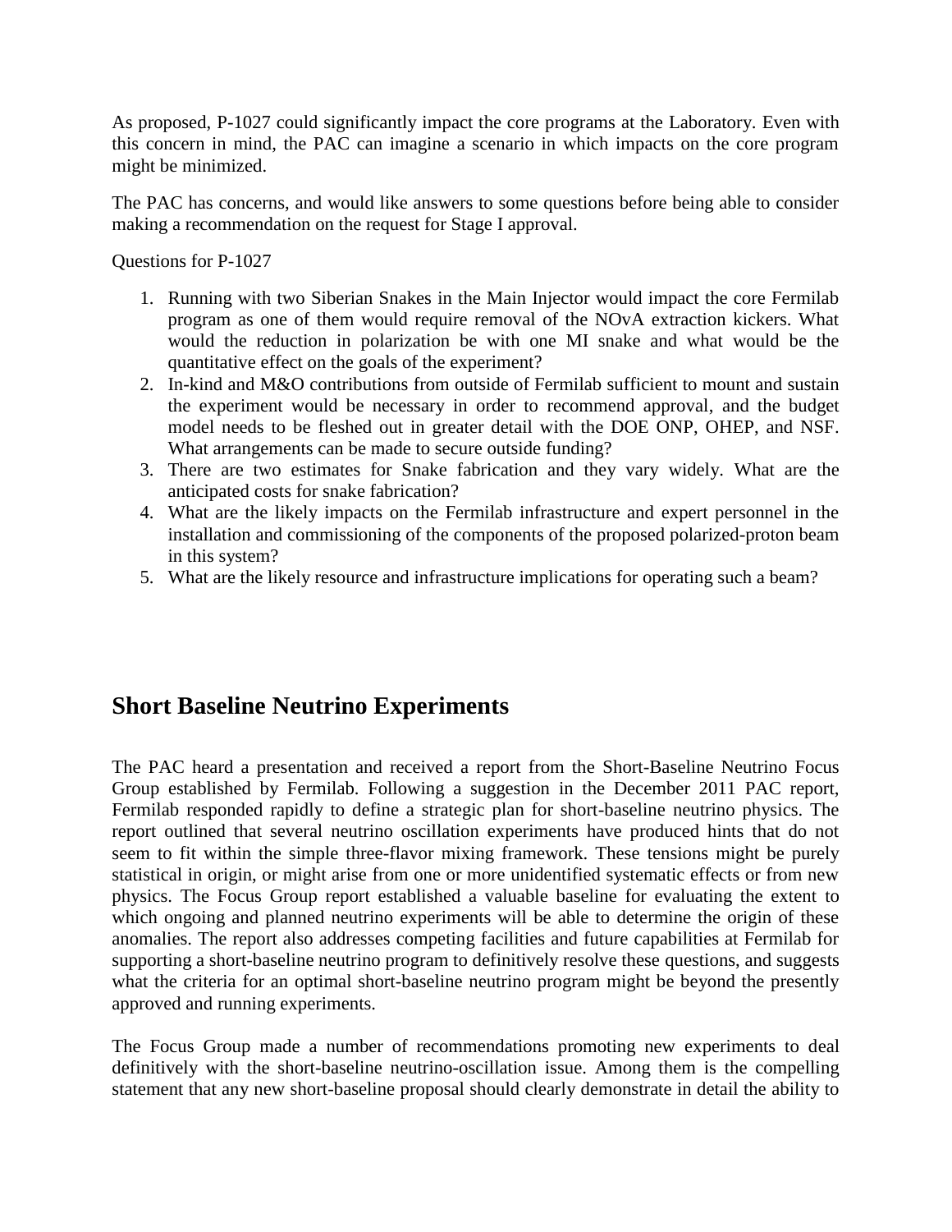As proposed, P-1027 could significantly impact the core programs at the Laboratory. Even with this concern in mind, the PAC can imagine a scenario in which impacts on the core program might be minimized.

The PAC has concerns, and would like answers to some questions before being able to consider making a recommendation on the request for Stage I approval.

Questions for P-1027

1. Running with two Siberian Snakes in the Main Injector would impact the core Fermilab program as one of them would require removal of the NOvA extraction kickers. What would the reduction in polarization be with one MI snake and what would be the quantitative effect on the goals of the experiment?
2. In-kind and M&O contributions from outside of Fermilab sufficient to mount and sustain the experiment would be necessary in order to recommend approval, and the budget model needs to be fleshed out in greater detail with the DOE ONP, OHEP, and NSF. What arrangements can be made to secure outside funding?
3. There are two estimates for Snake fabrication and they vary widely. What are the anticipated costs for snake fabrication?
4. What are the likely impacts on the Fermilab infrastructure and expert personnel in the installation and commissioning of the components of the proposed polarized-proton beam in this system?
5. What are the likely resource and infrastructure implications for operating such a beam?

## Short Baseline Neutrino Experiments

The PAC heard a presentation and received a report from the Short-Baseline Neutrino Focus Group established by Fermilab. Following a suggestion in the December 2011 PAC report, Fermilab responded rapidly to define a strategic plan for short-baseline neutrino physics. The report outlined that several neutrino oscillation experiments have produced hints that do not seem to fit within the simple three-flavor mixing framework. These tensions might be purely statistical in origin, or might arise from one or more unidentified systematic effects or from new physics. The Focus Group report established a valuable baseline for evaluating the extent to which ongoing and planned neutrino experiments will be able to determine the origin of these anomalies. The report also addresses competing facilities and future capabilities at Fermilab for supporting a short-baseline neutrino program to definitively resolve these questions, and suggests what the criteria for an optimal short-baseline neutrino program might be beyond the presently approved and running experiments.

The Focus Group made a number of recommendations promoting new experiments to deal definitively with the short-baseline neutrino-oscillation issue. Among them is the compelling statement that any new short-baseline proposal should clearly demonstrate in detail the ability to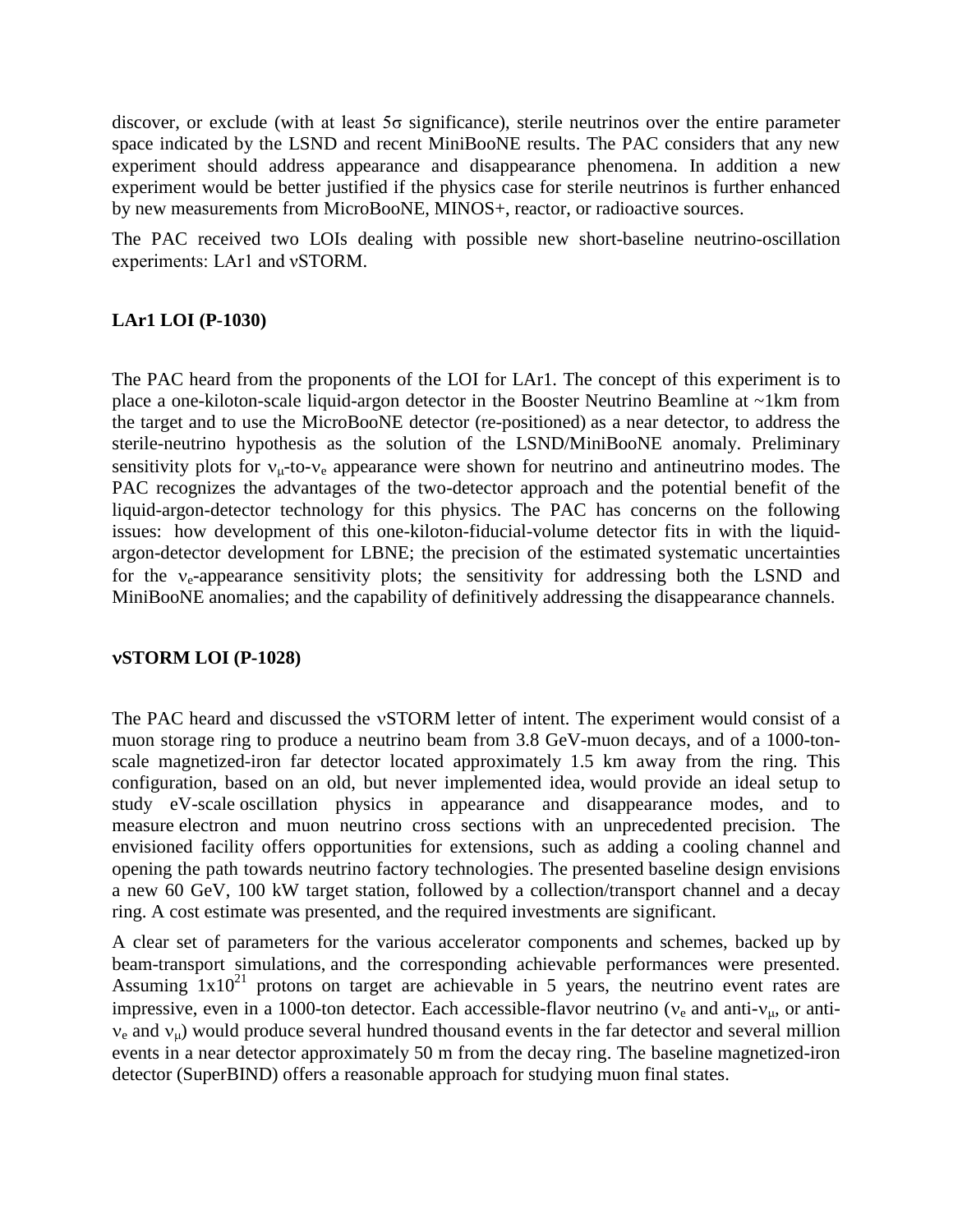discover, or exclude (with at least 5$\sigma$ significance), sterile neutrinos over the entire parameter space indicated by the LSND and recent MiniBooNE results. The PAC considers that any new experiment should address appearance and disappearance phenomena. In addition a new experiment would be better justified if the physics case for sterile neutrinos is further enhanced by new measurements from MicroBooNE, MINOS+, reactor, or radioactive sources.

The PAC received two LOIs dealing with possible new short-baseline neutrino-oscillation experiments: LAr1 and $\nu$STORM.

### LAr1 LOI (P-1030)

The PAC heard from the proponents of the LOI for LAr1. The concept of this experiment is to place a one-kiloton-scale liquid-argon detector in the Booster Neutrino Beamline at ~1km from the target and to use the MicroBooNE detector (re-positioned) as a near detector, to address the sterile-neutrino hypothesis as the solution of the LSND/MiniBooNE anomaly. Preliminary sensitivity plots for $\nu_\mu$-to-$\nu_e$ appearance were shown for neutrino and antineutrino modes. The PAC recognizes the advantages of the two-detector approach and the potential benefit of the liquid-argon-detector technology for this physics. The PAC has concerns on the following issues: how development of this one-kiloton-fiducial-volume detector fits in with the liquid-argon-detector development for LBNE; the precision of the estimated systematic uncertainties for the $\nu_e$-appearance sensitivity plots; the sensitivity for addressing both the LSND and MiniBooNE anomalies; and the capability of definitively addressing the disappearance channels.

### $\nu$STORM LOI (P-1028)

The PAC heard and discussed the $\nu$STORM letter of intent. The experiment would consist of a muon storage ring to produce a neutrino beam from 3.8 GeV-muon decays, and of a 1000-ton-scale magnetized-iron far detector located approximately 1.5 km away from the ring. This configuration, based on an old, but never implemented idea, would provide an ideal setup to study eV-scale oscillation physics in appearance and disappearance modes, and to measure electron and muon neutrino cross sections with an unprecedented precision. The envisioned facility offers opportunities for extensions, such as adding a cooling channel and opening the path towards neutrino factory technologies. The presented baseline design envisions a new 60 GeV, 100 kW target station, followed by a collection/transport channel and a decay ring. A cost estimate was presented, and the required investments are significant.

A clear set of parameters for the various accelerator components and schemes, backed up by beam-transport simulations, and the corresponding achievable performances were presented. Assuming $1\text{x}10^{21}$ protons on target are achievable in 5 years, the neutrino event rates are impressive, even in a 1000-ton detector. Each accessible-flavor neutrino ($\nu_e$ and anti-$\nu_\mu$, or anti-$\nu_e$ and $\nu_\mu$) would produce several hundred thousand events in the far detector and several million events in a near detector approximately 50 m from the decay ring. The baseline magnetized-iron detector (SuperBIND) offers a reasonable approach for studying muon final states.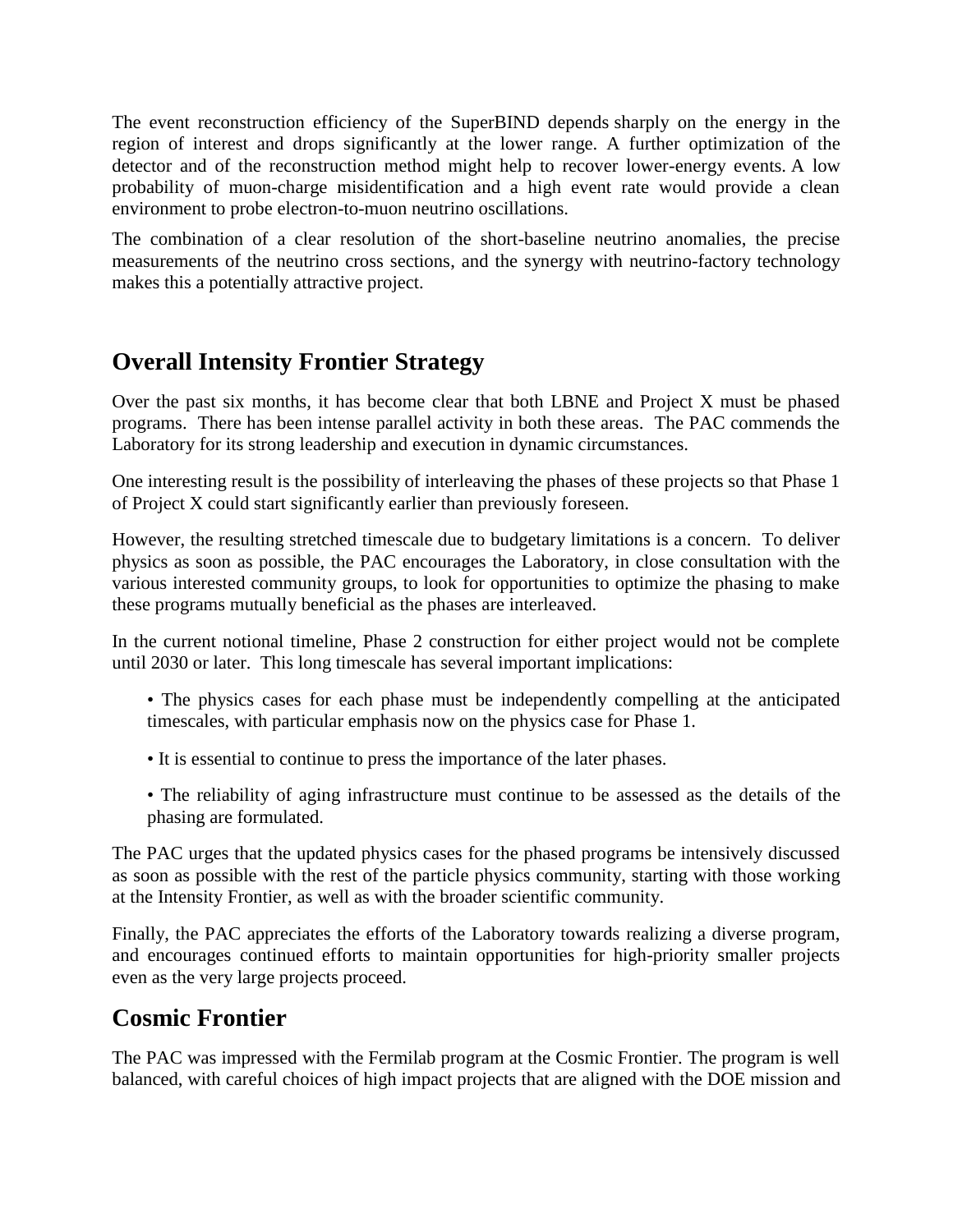The event reconstruction efficiency of the SuperBIND depends sharply on the energy in the region of interest and drops significantly at the lower range. A further optimization of the detector and of the reconstruction method might help to recover lower-energy events. A low probability of muon-charge misidentification and a high event rate would provide a clean environment to probe electron-to-muon neutrino oscillations.

The combination of a clear resolution of the short-baseline neutrino anomalies, the precise measurements of the neutrino cross sections, and the synergy with neutrino-factory technology makes this a potentially attractive project.

## Overall Intensity Frontier Strategy

Over the past six months, it has become clear that both LBNE and Project X must be phased programs. There has been intense parallel activity in both these areas. The PAC commends the Laboratory for its strong leadership and execution in dynamic circumstances.

One interesting result is the possibility of interleaving the phases of these projects so that Phase 1 of Project X could start significantly earlier than previously foreseen.

However, the resulting stretched timescale due to budgetary limitations is a concern. To deliver physics as soon as possible, the PAC encourages the Laboratory, in close consultation with the various interested community groups, to look for opportunities to optimize the phasing to make these programs mutually beneficial as the phases are interleaved.

In the current notional timeline, Phase 2 construction for either project would not be complete until 2030 or later. This long timescale has several important implications:

- The physics cases for each phase must be independently compelling at the anticipated timescales, with particular emphasis now on the physics case for Phase 1.
- It is essential to continue to press the importance of the later phases.
- The reliability of aging infrastructure must continue to be assessed as the details of the phasing are formulated.

The PAC urges that the updated physics cases for the phased programs be intensively discussed as soon as possible with the rest of the particle physics community, starting with those working at the Intensity Frontier, as well as with the broader scientific community.

Finally, the PAC appreciates the efforts of the Laboratory towards realizing a diverse program, and encourages continued efforts to maintain opportunities for high-priority smaller projects even as the very large projects proceed.

## Cosmic Frontier

The PAC was impressed with the Fermilab program at the Cosmic Frontier. The program is well balanced, with careful choices of high impact projects that are aligned with the DOE mission and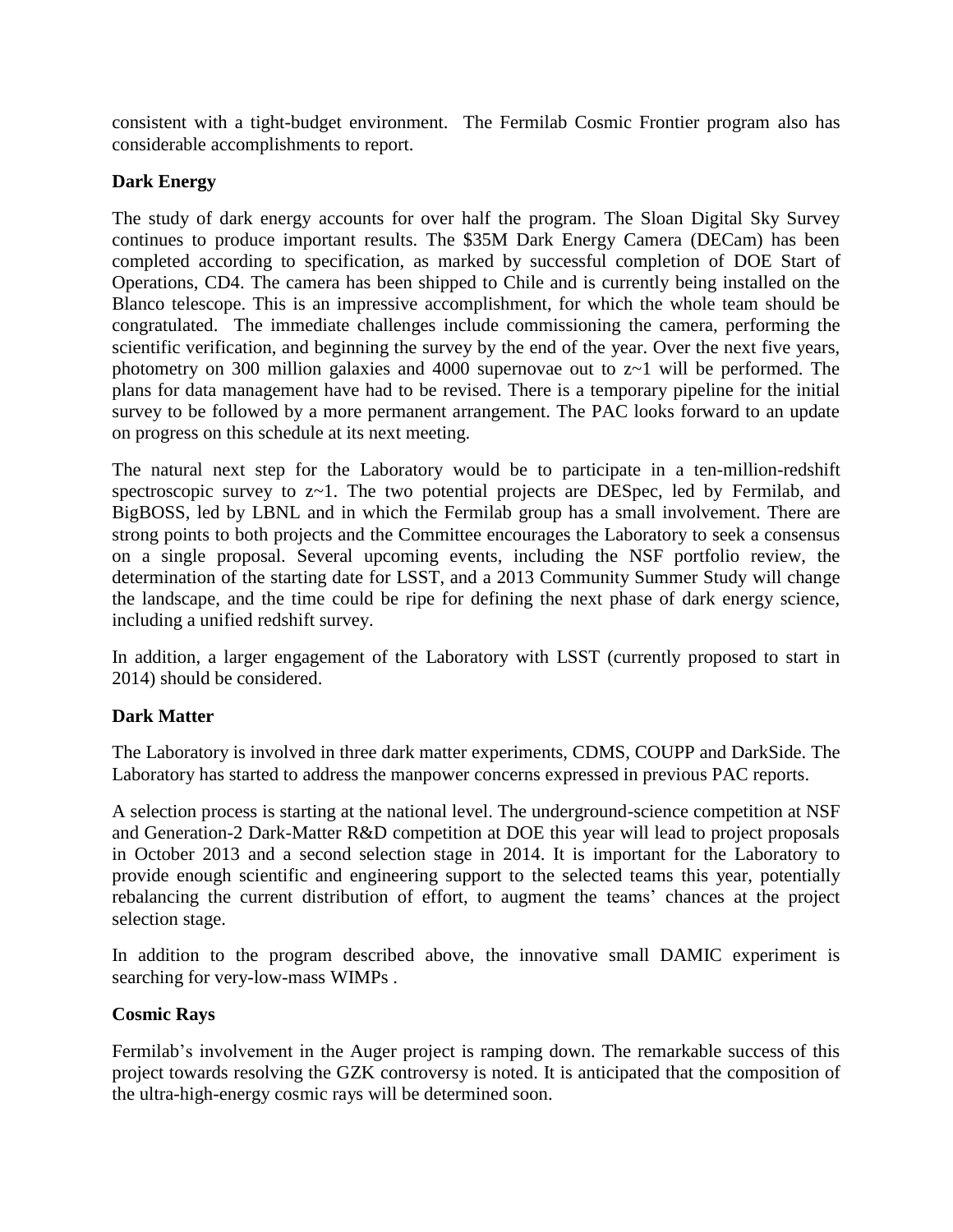consistent with a tight-budget environment. The Fermilab Cosmic Frontier program also has considerable accomplishments to report.

### Dark Energy

The study of dark energy accounts for over half the program. The Sloan Digital Sky Survey continues to produce important results. The $35M Dark Energy Camera (DECam) has been completed according to specification, as marked by successful completion of DOE Start of Operations, CD4. The camera has been shipped to Chile and is currently being installed on the Blanco telescope. This is an impressive accomplishment, for which the whole team should be congratulated. The immediate challenges include commissioning the camera, performing the scientific verification, and beginning the survey by the end of the year. Over the next five years, photometry on 300 million galaxies and 4000 supernovae out to $z\sim1$ will be performed. The plans for data management have had to be revised. There is a temporary pipeline for the initial survey to be followed by a more permanent arrangement. The PAC looks forward to an update on progress on this schedule at its next meeting.

The natural next step for the Laboratory would be to participate in a ten-million-redshift spectroscopic survey to $z\sim1$. The two potential projects are DESpec, led by Fermilab, and BigBOSS, led by LBNL and in which the Fermilab group has a small involvement. There are strong points to both projects and the Committee encourages the Laboratory to seek a consensus on a single proposal. Several upcoming events, including the NSF portfolio review, the determination of the starting date for LSST, and a 2013 Community Summer Study will change the landscape, and the time could be ripe for defining the next phase of dark energy science, including a unified redshift survey.

In addition, a larger engagement of the Laboratory with LSST (currently proposed to start in 2014) should be considered.

### Dark Matter

The Laboratory is involved in three dark matter experiments, CDMS, COUPP and DarkSide. The Laboratory has started to address the manpower concerns expressed in previous PAC reports.

A selection process is starting at the national level. The underground-science competition at NSF and Generation-2 Dark-Matter R&D competition at DOE this year will lead to project proposals in October 2013 and a second selection stage in 2014. It is important for the Laboratory to provide enough scientific and engineering support to the selected teams this year, potentially rebalancing the current distribution of effort, to augment the teams' chances at the project selection stage.

In addition to the program described above, the innovative small DAMIC experiment is searching for very-low-mass WIMPs .

### Cosmic Rays

Fermilab's involvement in the Auger project is ramping down. The remarkable success of this project towards resolving the GZK controversy is noted. It is anticipated that the composition of the ultra-high-energy cosmic rays will be determined soon.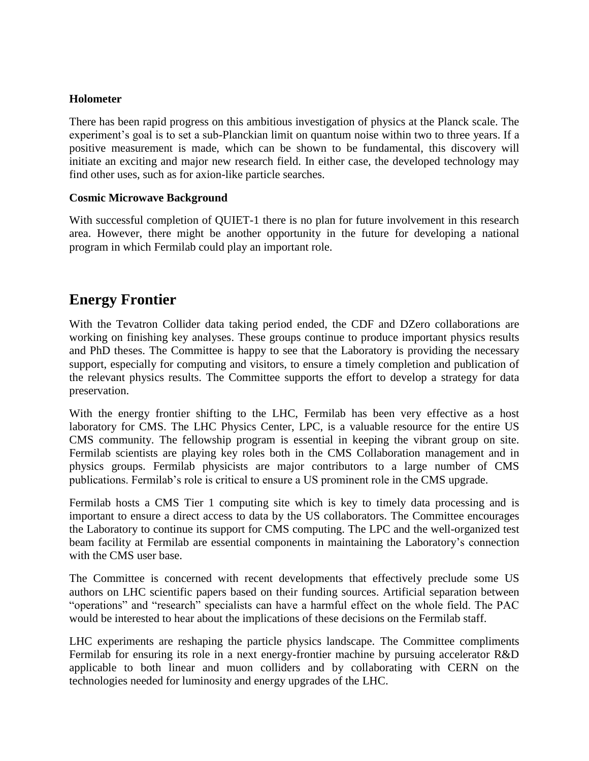**Holometer**

There has been rapid progress on this ambitious investigation of physics at the Planck scale. The experiment's goal is to set a sub-Planckian limit on quantum noise within two to three years. If a positive measurement is made, which can be shown to be fundamental, this discovery will initiate an exciting and major new research field. In either case, the developed technology may find other uses, such as for axion-like particle searches.

**Cosmic Microwave Background**

With successful completion of QUIET-1 there is no plan for future involvement in this research area. However, there might be another opportunity in the future for developing a national program in which Fermilab could play an important role.

## Energy Frontier

With the Tevatron Collider data taking period ended, the CDF and DZero collaborations are working on finishing key analyses. These groups continue to produce important physics results and PhD theses. The Committee is happy to see that the Laboratory is providing the necessary support, especially for computing and visitors, to ensure a timely completion and publication of the relevant physics results. The Committee supports the effort to develop a strategy for data preservation.

With the energy frontier shifting to the LHC, Fermilab has been very effective as a host laboratory for CMS. The LHC Physics Center, LPC, is a valuable resource for the entire US CMS community. The fellowship program is essential in keeping the vibrant group on site. Fermilab scientists are playing key roles both in the CMS Collaboration management and in physics groups. Fermilab physicists are major contributors to a large number of CMS publications. Fermilab's role is critical to ensure a US prominent role in the CMS upgrade.

Fermilab hosts a CMS Tier 1 computing site which is key to timely data processing and is important to ensure a direct access to data by the US collaborators. The Committee encourages the Laboratory to continue its support for CMS computing. The LPC and the well-organized test beam facility at Fermilab are essential components in maintaining the Laboratory's connection with the CMS user base.

The Committee is concerned with recent developments that effectively preclude some US authors on LHC scientific papers based on their funding sources. Artificial separation between "operations" and "research" specialists can have a harmful effect on the whole field. The PAC would be interested to hear about the implications of these decisions on the Fermilab staff.

LHC experiments are reshaping the particle physics landscape. The Committee compliments Fermilab for ensuring its role in a next energy-frontier machine by pursuing accelerator R&D applicable to both linear and muon colliders and by collaborating with CERN on the technologies needed for luminosity and energy upgrades of the LHC.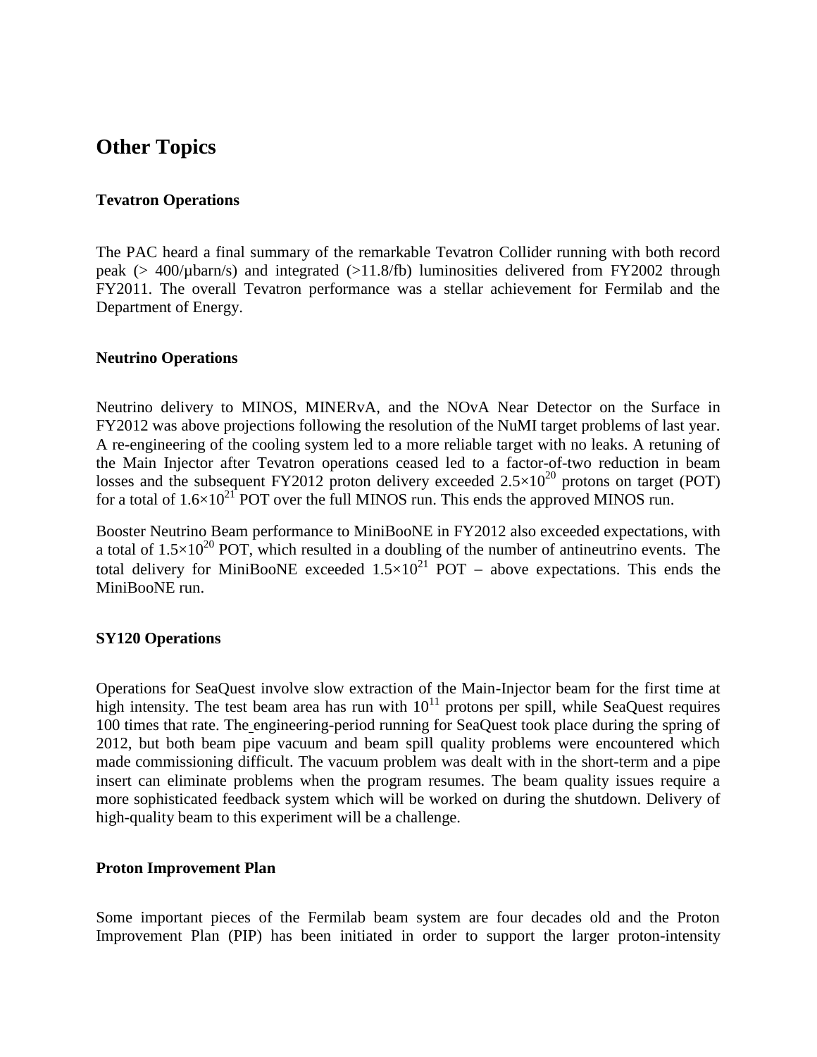# Other Topics

### Tevatron Operations

The PAC heard a final summary of the remarkable Tevatron Collider running with both record peak (> 400/μbarn/s) and integrated (>11.8/fb) luminosities delivered from FY2002 through FY2011. The overall Tevatron performance was a stellar achievement for Fermilab and the Department of Energy.

### Neutrino Operations

Neutrino delivery to MINOS, MINERvA, and the NOvA Near Detector on the Surface in FY2012 was above projections following the resolution of the NuMI target problems of last year. A re-engineering of the cooling system led to a more reliable target with no leaks. A retuning of the Main Injector after Tevatron operations ceased led to a factor-of-two reduction in beam losses and the subsequent FY2012 proton delivery exceeded $2.5\times10^{20}$ protons on target (POT) for a total of $1.6\times10^{21}$ POT over the full MINOS run. This ends the approved MINOS run.

Booster Neutrino Beam performance to MiniBooNE in FY2012 also exceeded expectations, with a total of $1.5\times10^{20}$ POT, which resulted in a doubling of the number of antineutrino events. The total delivery for MiniBooNE exceeded $1.5\times10^{21}$ POT – above expectations. This ends the MiniBooNE run.

### SY120 Operations

Operations for SeaQuest involve slow extraction of the Main-Injector beam for the first time at high intensity. The test beam area has run with $10^{11}$ protons per spill, while SeaQuest requires 100 times that rate. The engineering-period running for SeaQuest took place during the spring of 2012, but both beam pipe vacuum and beam spill quality problems were encountered which made commissioning difficult. The vacuum problem was dealt with in the short-term and a pipe insert can eliminate problems when the program resumes. The beam quality issues require a more sophisticated feedback system which will be worked on during the shutdown. Delivery of high-quality beam to this experiment will be a challenge.

### Proton Improvement Plan

Some important pieces of the Fermilab beam system are four decades old and the Proton Improvement Plan (PIP) has been initiated in order to support the larger proton-intensity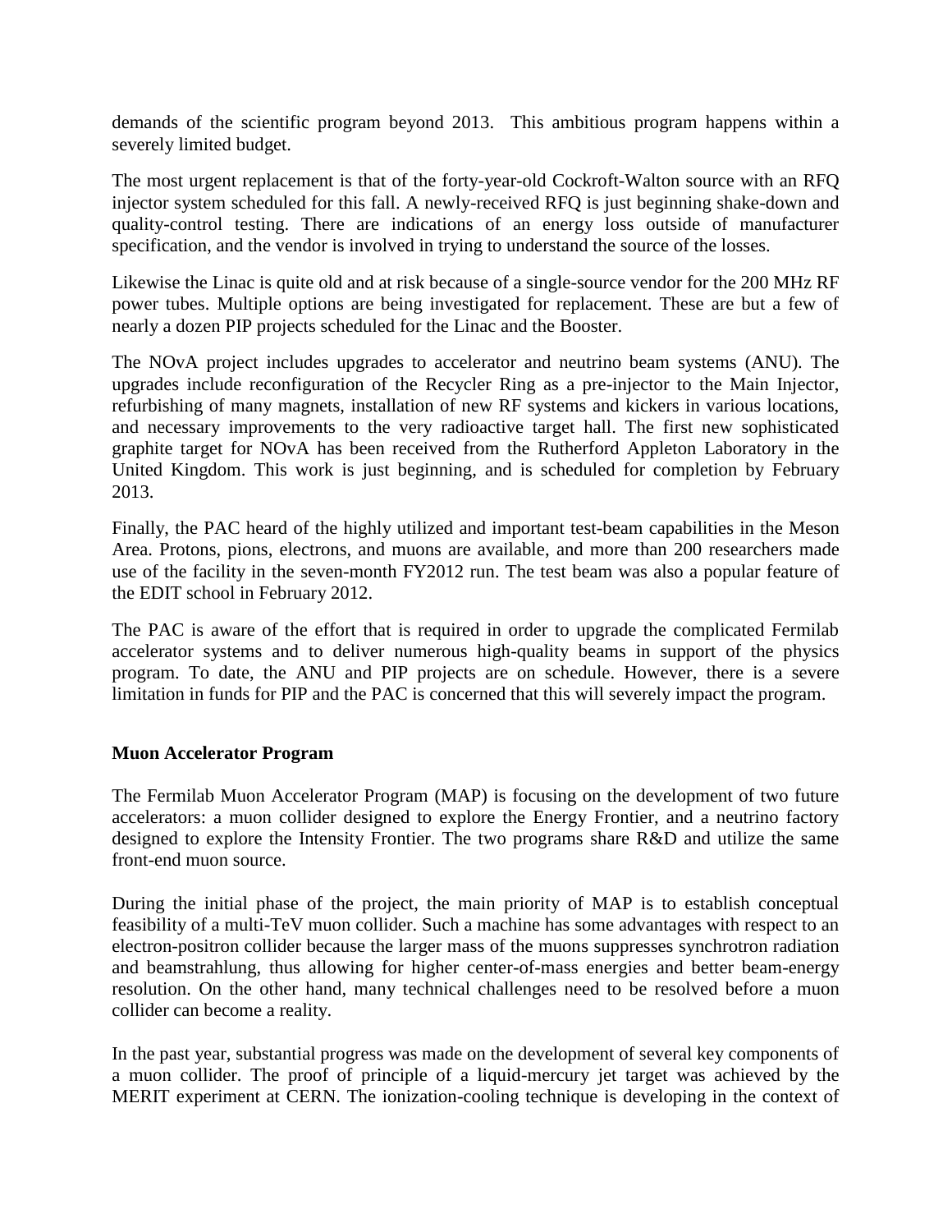demands of the scientific program beyond 2013. This ambitious program happens within a severely limited budget.

The most urgent replacement is that of the forty-year-old Cockroft-Walton source with an RFQ injector system scheduled for this fall. A newly-received RFQ is just beginning shake-down and quality-control testing. There are indications of an energy loss outside of manufacturer specification, and the vendor is involved in trying to understand the source of the losses.

Likewise the Linac is quite old and at risk because of a single-source vendor for the 200 MHz RF power tubes. Multiple options are being investigated for replacement. These are but a few of nearly a dozen PIP projects scheduled for the Linac and the Booster.

The NOvA project includes upgrades to accelerator and neutrino beam systems (ANU). The upgrades include reconfiguration of the Recycler Ring as a pre-injector to the Main Injector, refurbishing of many magnets, installation of new RF systems and kickers in various locations, and necessary improvements to the very radioactive target hall. The first new sophisticated graphite target for NOvA has been received from the Rutherford Appleton Laboratory in the United Kingdom. This work is just beginning, and is scheduled for completion by February 2013.

Finally, the PAC heard of the highly utilized and important test-beam capabilities in the Meson Area. Protons, pions, electrons, and muons are available, and more than 200 researchers made use of the facility in the seven-month FY2012 run. The test beam was also a popular feature of the EDIT school in February 2012.

The PAC is aware of the effort that is required in order to upgrade the complicated Fermilab accelerator systems and to deliver numerous high-quality beams in support of the physics program. To date, the ANU and PIP projects are on schedule. However, there is a severe limitation in funds for PIP and the PAC is concerned that this will severely impact the program.

**Muon Accelerator Program**

The Fermilab Muon Accelerator Program (MAP) is focusing on the development of two future accelerators: a muon collider designed to explore the Energy Frontier, and a neutrino factory designed to explore the Intensity Frontier. The two programs share R&D and utilize the same front-end muon source.

During the initial phase of the project, the main priority of MAP is to establish conceptual feasibility of a multi-TeV muon collider. Such a machine has some advantages with respect to an electron-positron collider because the larger mass of the muons suppresses synchrotron radiation and beamstrahlung, thus allowing for higher center-of-mass energies and better beam-energy resolution. On the other hand, many technical challenges need to be resolved before a muon collider can become a reality.

In the past year, substantial progress was made on the development of several key components of a muon collider. The proof of principle of a liquid-mercury jet target was achieved by the MERIT experiment at CERN. The ionization-cooling technique is developing in the context of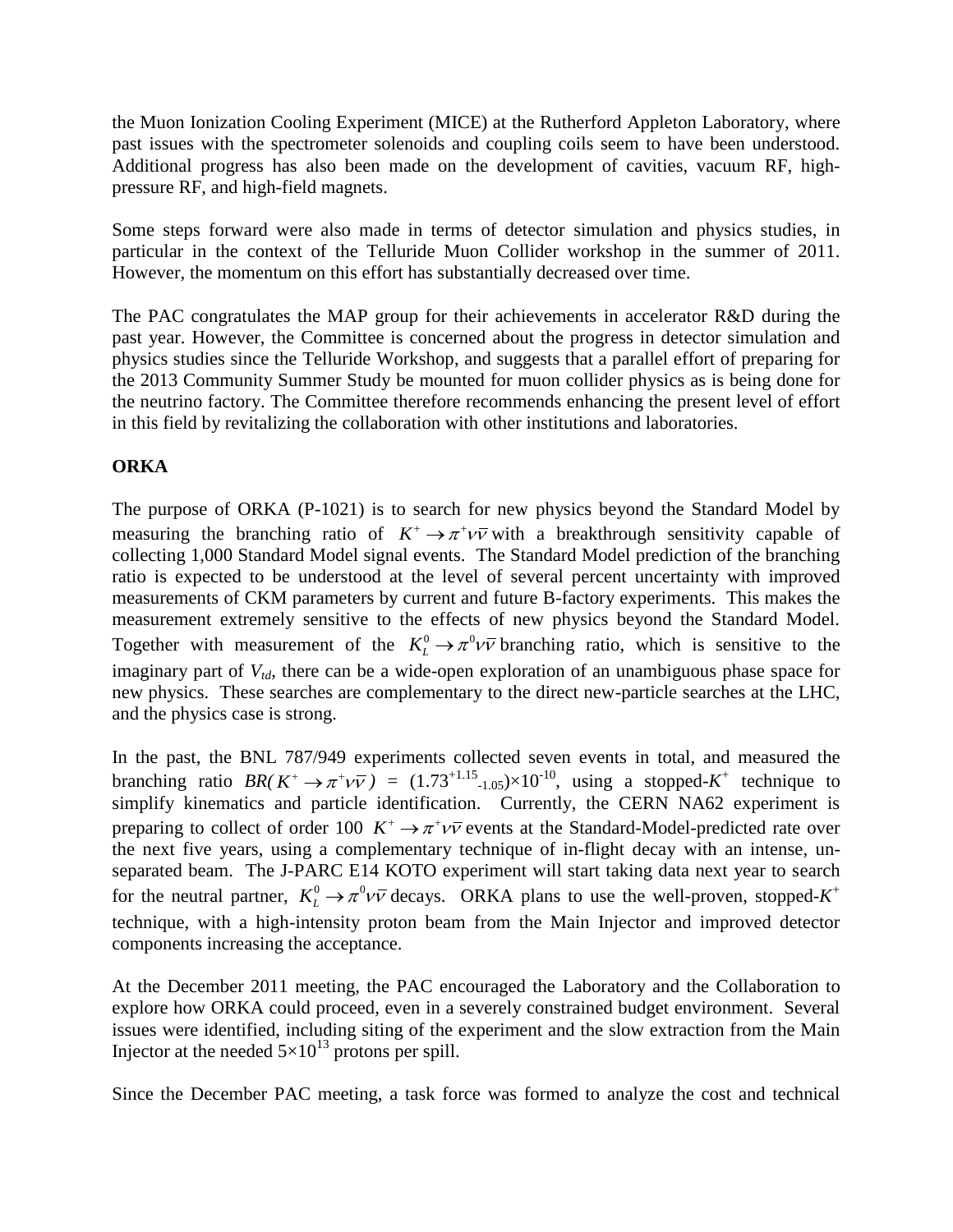the Muon Ionization Cooling Experiment (MICE) at the Rutherford Appleton Laboratory, where past issues with the spectrometer solenoids and coupling coils seem to have been understood. Additional progress has also been made on the development of cavities, vacuum RF, high-pressure RF, and high-field magnets.

Some steps forward were also made in terms of detector simulation and physics studies, in particular in the context of the Telluride Muon Collider workshop in the summer of 2011. However, the momentum on this effort has substantially decreased over time.

The PAC congratulates the MAP group for their achievements in accelerator R&D during the past year. However, the Committee is concerned about the progress in detector simulation and physics studies since the Telluride Workshop, and suggests that a parallel effort of preparing for the 2013 Community Summer Study be mounted for muon collider physics as is being done for the neutrino factory. The Committee therefore recommends enhancing the present level of effort in this field by revitalizing the collaboration with other institutions and laboratories.

**ORKA**

The purpose of ORKA (P-1021) is to search for new physics beyond the Standard Model by measuring the branching ratio of $K^+ \rightarrow \pi^+ \nu\bar{\nu}$ with a breakthrough sensitivity capable of collecting 1,000 Standard Model signal events. The Standard Model prediction of the branching ratio is expected to be understood at the level of several percent uncertainty with improved measurements of CKM parameters by current and future B-factory experiments. This makes the measurement extremely sensitive to the effects of new physics beyond the Standard Model. Together with measurement of the $K_L^0 \rightarrow \pi^0 \nu\bar{\nu}$ branching ratio, which is sensitive to the imaginary part of $V_{td}$, there can be a wide-open exploration of an unambiguous phase space for new physics. These searches are complementary to the direct new-particle searches at the LHC, and the physics case is strong.

In the past, the BNL 787/949 experiments collected seven events in total, and measured the branching ratio $BR(K^+ \rightarrow \pi^+ \nu\bar{\nu})$ = $(1.73^{+1.15}_{-1.05})\times 10^{-10}$, using a stopped-$K^+$ technique to simplify kinematics and particle identification. Currently, the CERN NA62 experiment is preparing to collect of order 100 $K^+ \rightarrow \pi^+ \nu\bar{\nu}$ events at the Standard-Model-predicted rate over the next five years, using a complementary technique of in-flight decay with an intense, un-separated beam. The J-PARC E14 KOTO experiment will start taking data next year to search for the neutral partner, $K_L^0 \rightarrow \pi^0 \nu\bar{\nu}$ decays. ORKA plans to use the well-proven, stopped-$K^+$ technique, with a high-intensity proton beam from the Main Injector and improved detector components increasing the acceptance.

At the December 2011 meeting, the PAC encouraged the Laboratory and the Collaboration to explore how ORKA could proceed, even in a severely constrained budget environment. Several issues were identified, including siting of the experiment and the slow extraction from the Main Injector at the needed $5\times 10^{13}$ protons per spill.

Since the December PAC meeting, a task force was formed to analyze the cost and technical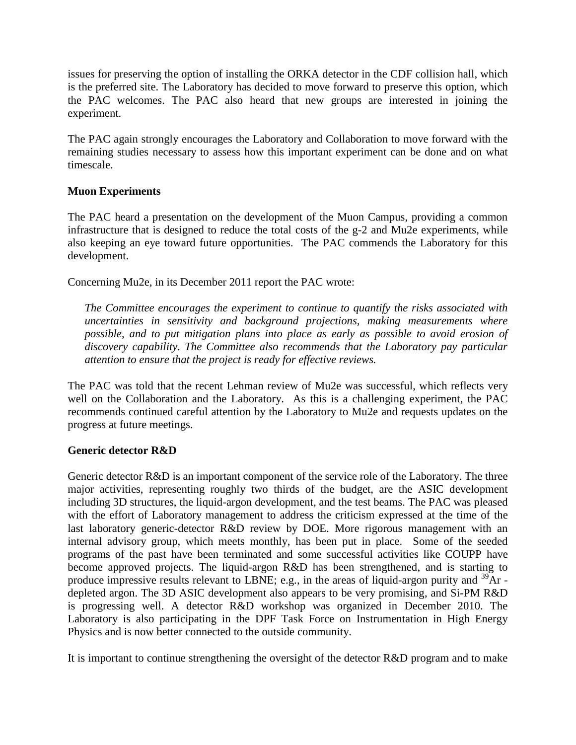issues for preserving the option of installing the ORKA detector in the CDF collision hall, which is the preferred site. The Laboratory has decided to move forward to preserve this option, which the PAC welcomes. The PAC also heard that new groups are interested in joining the experiment.

The PAC again strongly encourages the Laboratory and Collaboration to move forward with the remaining studies necessary to assess how this important experiment can be done and on what timescale.

**Muon Experiments**

The PAC heard a presentation on the development of the Muon Campus, providing a common infrastructure that is designed to reduce the total costs of the g-2 and Mu2e experiments, while also keeping an eye toward future opportunities. The PAC commends the Laboratory for this development.

Concerning Mu2e, in its December 2011 report the PAC wrote:

> *The Committee encourages the experiment to continue to quantify the risks associated with uncertainties in sensitivity and background projections, making measurements where possible, and to put mitigation plans into place as early as possible to avoid erosion of discovery capability. The Committee also recommends that the Laboratory pay particular attention to ensure that the project is ready for effective reviews.*

The PAC was told that the recent Lehman review of Mu2e was successful, which reflects very well on the Collaboration and the Laboratory. As this is a challenging experiment, the PAC recommends continued careful attention by the Laboratory to Mu2e and requests updates on the progress at future meetings.

**Generic detector R&D**

Generic detector R&D is an important component of the service role of the Laboratory. The three major activities, representing roughly two thirds of the budget, are the ASIC development including 3D structures, the liquid-argon development, and the test beams. The PAC was pleased with the effort of Laboratory management to address the criticism expressed at the time of the last laboratory generic-detector R&D review by DOE. More rigorous management with an internal advisory group, which meets monthly, has been put in place. Some of the seeded programs of the past have been terminated and some successful activities like COUPP have become approved projects. The liquid-argon R&D has been strengthened, and is starting to produce impressive results relevant to LBNE; e.g., in the areas of liquid-argon purity and $^{39}Ar$ -depleted argon. The 3D ASIC development also appears to be very promising, and Si-PM R&D is progressing well. A detector R&D workshop was organized in December 2010. The Laboratory is also participating in the DPF Task Force on Instrumentation in High Energy Physics and is now better connected to the outside community.

It is important to continue strengthening the oversight of the detector R&D program and to make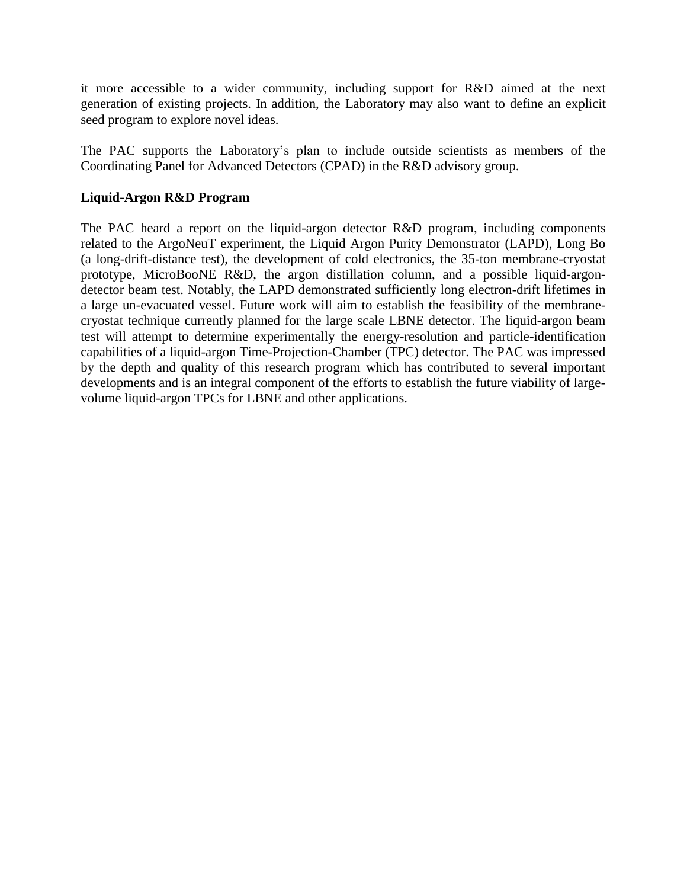it more accessible to a wider community, including support for R&D aimed at the next generation of existing projects. In addition, the Laboratory may also want to define an explicit seed program to explore novel ideas.

The PAC supports the Laboratory's plan to include outside scientists as members of the Coordinating Panel for Advanced Detectors (CPAD) in the R&D advisory group.

**Liquid-Argon R&D Program**

The PAC heard a report on the liquid-argon detector R&D program, including components related to the ArgoNeuT experiment, the Liquid Argon Purity Demonstrator (LAPD), Long Bo (a long-drift-distance test), the development of cold electronics, the 35-ton membrane-cryostat prototype, MicroBooNE R&D, the argon distillation column, and a possible liquid-argon-detector beam test. Notably, the LAPD demonstrated sufficiently long electron-drift lifetimes in a large un-evacuated vessel. Future work will aim to establish the feasibility of the membrane-cryostat technique currently planned for the large scale LBNE detector. The liquid-argon beam test will attempt to determine experimentally the energy-resolution and particle-identification capabilities of a liquid-argon Time-Projection-Chamber (TPC) detector. The PAC was impressed by the depth and quality of this research program which has contributed to several important developments and is an integral component of the efforts to establish the future viability of large-volume liquid-argon TPCs for LBNE and other applications.